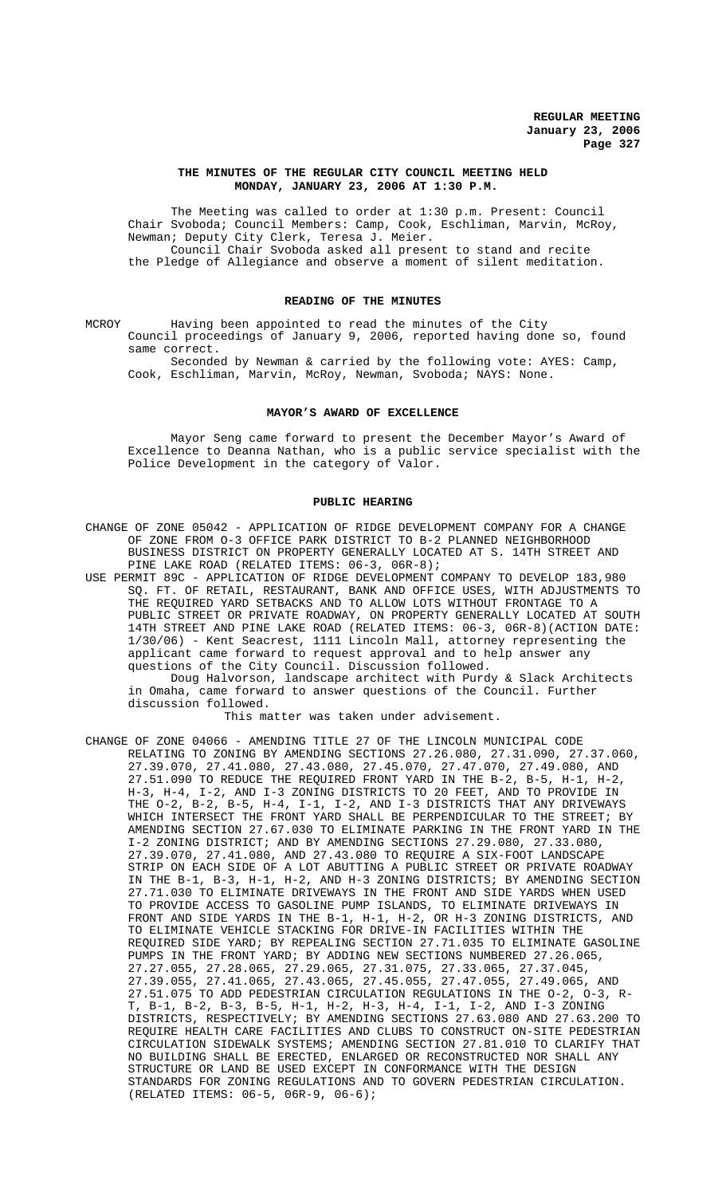**THE MINUTES OF THE REGULAR CITY COUNCIL MEETING HELD MONDAY, JANUARY 23, 2006 AT 1:30 P.M.**

The Meeting was called to order at 1:30 p.m. Present: Council Chair Svoboda; Council Members: Camp, Cook, Eschliman, Marvin, McRoy, Newman; Deputy City Clerk, Teresa J. Meier.

Council Chair Svoboda asked all present to stand and recite the Pledge of Allegiance and observe a moment of silent meditation.

## READING OF THE MINUTES

MCROY Having been appointed to read the minutes of the City Council proceedings of January 9, 2006, reported having done so, found same correct.

Seconded by Newman & carried by the following vote: AYES: Camp, Cook, Eschliman, Marvin, McRoy, Newman, Svoboda; NAYS: None.

## MAYOR'S AWARD OF EXCELLENCE

Mayor Seng came forward to present the December Mayor's Award of Excellence to Deanna Nathan, who is a public service specialist with the Police Development in the category of Valor.

## PUBLIC HEARING

CHANGE OF ZONE 05042 - APPLICATION OF RIDGE DEVELOPMENT COMPANY FOR A CHANGE OF ZONE FROM O-3 OFFICE PARK DISTRICT TO B-2 PLANNED NEIGHBORHOOD BUSINESS DISTRICT ON PROPERTY GENERALLY LOCATED AT S. 14TH STREET AND PINE LAKE ROAD (RELATED ITEMS: 06-3, 06R-8);

USE PERMIT 89C - APPLICATION OF RIDGE DEVELOPMENT COMPANY TO DEVELOP 183,980 SQ. FT. OF RETAIL, RESTAURANT, BANK AND OFFICE USES, WITH ADJUSTMENTS TO THE REQUIRED YARD SETBACKS AND TO ALLOW LOTS WITHOUT FRONTAGE TO A PUBLIC STREET OR PRIVATE ROADWAY, ON PROPERTY GENERALLY LOCATED AT SOUTH 14TH STREET AND PINE LAKE ROAD (RELATED ITEMS: 06-3, 06R-8)(ACTION DATE: 1/30/06) - Kent Seacrest, 1111 Lincoln Mall, attorney representing the applicant came forward to request approval and to help answer any questions of the City Council. Discussion followed.

Doug Halvorson, landscape architect with Purdy & Slack Architects in Omaha, came forward to answer questions of the Council. Further discussion followed.

This matter was taken under advisement.

CHANGE OF ZONE 04066 - AMENDING TITLE 27 OF THE LINCOLN MUNICIPAL CODE RELATING TO ZONING BY AMENDING SECTIONS 27.26.080, 27.31.090, 27.37.060, 27.39.070, 27.41.080, 27.43.080, 27.45.070, 27.47.070, 27.49.080, AND 27.51.090 TO REDUCE THE REQUIRED FRONT YARD IN THE B-2, B-5, H-1, H-2, H-3, H-4, I-2, AND I-3 ZONING DISTRICTS TO 20 FEET, AND TO PROVIDE IN THE O-2, B-2, B-5, H-4, I-1, I-2, AND I-3 DISTRICTS THAT ANY DRIVEWAYS WHICH INTERSECT THE FRONT YARD SHALL BE PERPENDICULAR TO THE STREET; BY AMENDING SECTION 27.67.030 TO ELIMINATE PARKING IN THE FRONT YARD IN THE I-2 ZONING DISTRICT; AND BY AMENDING SECTIONS 27.29.080, 27.33.080, 27.39.070, 27.41.080, AND 27.43.080 TO REQUIRE A SIX-FOOT LANDSCAPE STRIP ON EACH SIDE OF A LOT ABUTTING A PUBLIC STREET OR PRIVATE ROADWAY IN THE B-1, B-3, H-1, H-2, AND H-3 ZONING DISTRICTS; BY AMENDING SECTION 27.71.030 TO ELIMINATE DRIVEWAYS IN THE FRONT AND SIDE YARDS WHEN USED TO PROVIDE ACCESS TO GASOLINE PUMP ISLANDS, TO ELIMINATE DRIVEWAYS IN FRONT AND SIDE YARDS IN THE B-1, H-1, H-2, OR H-3 ZONING DISTRICTS, AND TO ELIMINATE VEHICLE STACKING FOR DRIVE-IN FACILITIES WITHIN THE REQUIRED SIDE YARD; BY REPEALING SECTION 27.71.035 TO ELIMINATE GASOLINE PUMPS IN THE FRONT YARD; BY ADDING NEW SECTIONS NUMBERED 27.26.065, 27.27.055, 27.28.065, 27.29.065, 27.31.075, 27.33.065, 27.37.045, 27.39.055, 27.41.065, 27.43.065, 27.45.055, 27.47.055, 27.49.065, AND 27.51.075 TO ADD PEDESTRIAN CIRCULATION REGULATIONS IN THE O-2, O-3, R-T, B-1, B-2, B-3, B-5, H-1, H-2, H-3, H-4, I-1, I-2, AND I-3 ZONING DISTRICTS, RESPECTIVELY; BY AMENDING SECTIONS 27.63.080 AND 27.63.200 TO REQUIRE HEALTH CARE FACILITIES AND CLUBS TO CONSTRUCT ON-SITE PEDESTRIAN CIRCULATION SIDEWALK SYSTEMS; AMENDING SECTION 27.81.010 TO CLARIFY THAT NO BUILDING SHALL BE ERECTED, ENLARGED OR RECONSTRUCTED NOR SHALL ANY STRUCTURE OR LAND BE USED EXCEPT IN CONFORMANCE WITH THE DESIGN STANDARDS FOR ZONING REGULATIONS AND TO GOVERN PEDESTRIAN CIRCULATION. (RELATED ITEMS: 06-5, 06R-9, 06-6);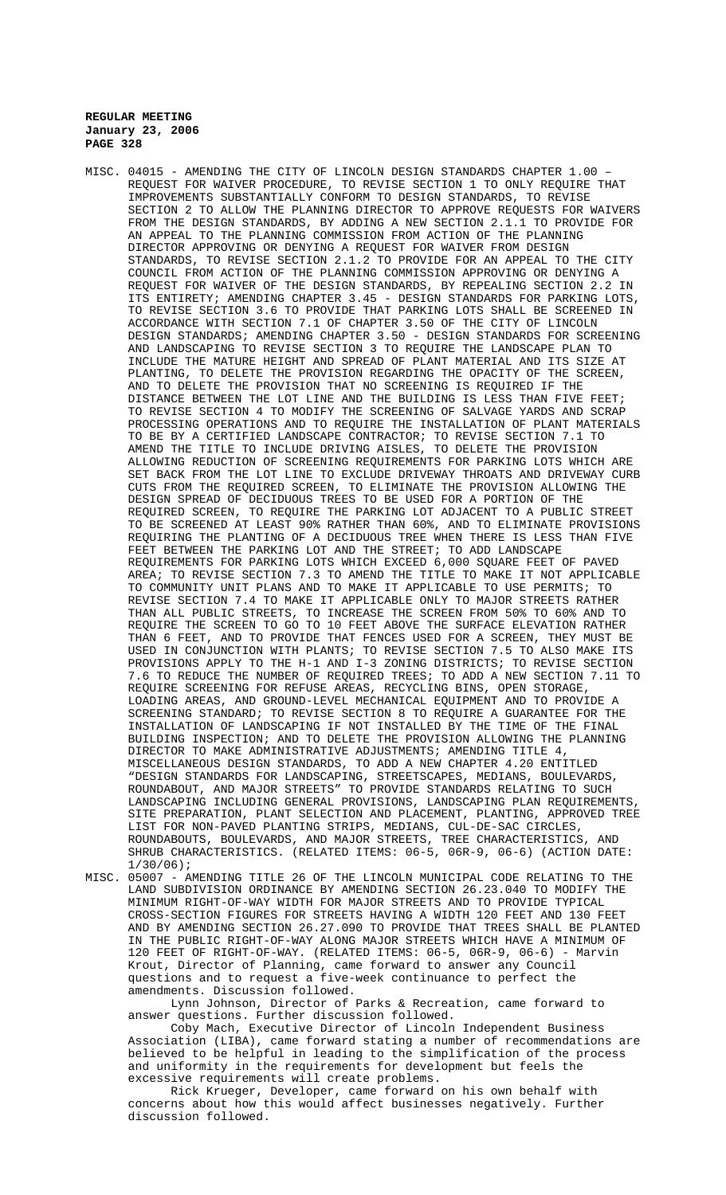MISC. 04015 - AMENDING THE CITY OF LINCOLN DESIGN STANDARDS CHAPTER 1.00 – REQUEST FOR WAIVER PROCEDURE, TO REVISE SECTION 1 TO ONLY REQUIRE THAT IMPROVEMENTS SUBSTANTIALLY CONFORM TO DESIGN STANDARDS, TO REVISE SECTION 2 TO ALLOW THE PLANNING DIRECTOR TO APPROVE REQUESTS FOR WAIVERS FROM THE DESIGN STANDARDS, BY ADDING A NEW SECTION 2.1.1 TO PROVIDE FOR AN APPEAL TO THE PLANNING COMMISSION FROM ACTION OF THE PLANNING DIRECTOR APPROVING OR DENYING A REQUEST FOR WAIVER FROM DESIGN STANDARDS, TO REVISE SECTION 2.1.2 TO PROVIDE FOR AN APPEAL TO THE CITY COUNCIL FROM ACTION OF THE PLANNING COMMISSION APPROVING OR DENYING A REQUEST FOR WAIVER OF THE DESIGN STANDARDS, BY REPEALING SECTION 2.2 IN ITS ENTIRETY; AMENDING CHAPTER 3.45 - DESIGN STANDARDS FOR PARKING LOTS, TO REVISE SECTION 3.6 TO PROVIDE THAT PARKING LOTS SHALL BE SCREENED IN ACCORDANCE WITH SECTION 7.1 OF CHAPTER 3.50 OF THE CITY OF LINCOLN DESIGN STANDARDS; AMENDING CHAPTER 3.50 - DESIGN STANDARDS FOR SCREENING AND LANDSCAPING TO REVISE SECTION 3 TO REQUIRE THE LANDSCAPE PLAN TO INCLUDE THE MATURE HEIGHT AND SPREAD OF PLANT MATERIAL AND ITS SIZE AT PLANTING, TO DELETE THE PROVISION REGARDING THE OPACITY OF THE SCREEN, AND TO DELETE THE PROVISION THAT NO SCREENING IS REQUIRED IF THE DISTANCE BETWEEN THE LOT LINE AND THE BUILDING IS LESS THAN FIVE FEET; TO REVISE SECTION 4 TO MODIFY THE SCREENING OF SALVAGE YARDS AND SCRAP PROCESSING OPERATIONS AND TO REQUIRE THE INSTALLATION OF PLANT MATERIALS TO BE BY A CERTIFIED LANDSCAPE CONTRACTOR; TO REVISE SECTION 7.1 TO AMEND THE TITLE TO INCLUDE DRIVING AISLES, TO DELETE THE PROVISION ALLOWING REDUCTION OF SCREENING REQUIREMENTS FOR PARKING LOTS WHICH ARE SET BACK FROM THE LOT LINE TO EXCLUDE DRIVEWAY THROATS AND DRIVEWAY CURB CUTS FROM THE REQUIRED SCREEN, TO ELIMINATE THE PROVISION ALLOWING THE DESIGN SPREAD OF DECIDUOUS TREES TO BE USED FOR A PORTION OF THE REQUIRED SCREEN, TO REQUIRE THE PARKING LOT ADJACENT TO A PUBLIC STREET TO BE SCREENED AT LEAST 90% RATHER THAN 60%, AND TO ELIMINATE PROVISIONS REQUIRING THE PLANTING OF A DECIDUOUS TREE WHEN THERE IS LESS THAN FIVE FEET BETWEEN THE PARKING LOT AND THE STREET; TO ADD LANDSCAPE REQUIREMENTS FOR PARKING LOTS WHICH EXCEED 6,000 SQUARE FEET OF PAVED AREA; TO REVISE SECTION 7.3 TO AMEND THE TITLE TO MAKE IT NOT APPLICABLE TO COMMUNITY UNIT PLANS AND TO MAKE IT APPLICABLE TO USE PERMITS; TO REVISE SECTION 7.4 TO MAKE IT APPLICABLE ONLY TO MAJOR STREETS RATHER THAN ALL PUBLIC STREETS, TO INCREASE THE SCREEN FROM 50% TO 60% AND TO REQUIRE THE SCREEN TO GO TO 10 FEET ABOVE THE SURFACE ELEVATION RATHER THAN 6 FEET, AND TO PROVIDE THAT FENCES USED FOR A SCREEN, THEY MUST BE USED IN CONJUNCTION WITH PLANTS; TO REVISE SECTION 7.5 TO ALSO MAKE ITS PROVISIONS APPLY TO THE H-1 AND I-3 ZONING DISTRICTS; TO REVISE SECTION 7.6 TO REDUCE THE NUMBER OF REQUIRED TREES; TO ADD A NEW SECTION 7.11 TO REQUIRE SCREENING FOR REFUSE AREAS, RECYCLING BINS, OPEN STORAGE, LOADING AREAS, AND GROUND-LEVEL MECHANICAL EQUIPMENT AND TO PROVIDE A SCREENING STANDARD; TO REVISE SECTION 8 TO REQUIRE A GUARANTEE FOR THE INSTALLATION OF LANDSCAPING IF NOT INSTALLED BY THE TIME OF THE FINAL BUILDING INSPECTION; AND TO DELETE THE PROVISION ALLOWING THE PLANNING DIRECTOR TO MAKE ADMINISTRATIVE ADJUSTMENTS; AMENDING TITLE 4, MISCELLANEOUS DESIGN STANDARDS, TO ADD A NEW CHAPTER 4.20 ENTITLED "DESIGN STANDARDS FOR LANDSCAPING, STREETSCAPES, MEDIANS, BOULEVARDS, ROUNDABOUT, AND MAJOR STREETS" TO PROVIDE STANDARDS RELATING TO SUCH LANDSCAPING INCLUDING GENERAL PROVISIONS, LANDSCAPING PLAN REQUIREMENTS, SITE PREPARATION, PLANT SELECTION AND PLACEMENT, PLANTING, APPROVED TREE LIST FOR NON-PAVED PLANTING STRIPS, MEDIANS, CUL-DE-SAC CIRCLES, ROUNDABOUTS, BOULEVARDS, AND MAJOR STREETS, TREE CHARACTERISTICS, AND SHRUB CHARACTERISTICS. (RELATED ITEMS: 06-5, 06R-9, 06-6) (ACTION DATE: 1/30/06);

MISC. 05007 - AMENDING TITLE 26 OF THE LINCOLN MUNICIPAL CODE RELATING TO THE LAND SUBDIVISION ORDINANCE BY AMENDING SECTION 26.23.040 TO MODIFY THE MINIMUM RIGHT-OF-WAY WIDTH FOR MAJOR STREETS AND TO PROVIDE TYPICAL CROSS-SECTION FIGURES FOR STREETS HAVING A WIDTH 120 FEET AND 130 FEET AND BY AMENDING SECTION 26.27.090 TO PROVIDE THAT TREES SHALL BE PLANTED IN THE PUBLIC RIGHT-OF-WAY ALONG MAJOR STREETS WHICH HAVE A MINIMUM OF 120 FEET OF RIGHT-OF-WAY. (RELATED ITEMS: 06-5, 06R-9, 06-6) - Marvin Krout, Director of Planning, came forward to answer any Council questions and to request a five-week continuance to perfect the amendments. Discussion followed.

Lynn Johnson, Director of Parks & Recreation, came forward to answer questions. Further discussion followed.

Coby Mach, Executive Director of Lincoln Independent Business Association (LIBA), came forward stating a number of recommendations are believed to be helpful in leading to the simplification of the process and uniformity in the requirements for development but feels the excessive requirements will create problems.

Rick Krueger, Developer, came forward on his own behalf with concerns about how this would affect businesses negatively. Further discussion followed.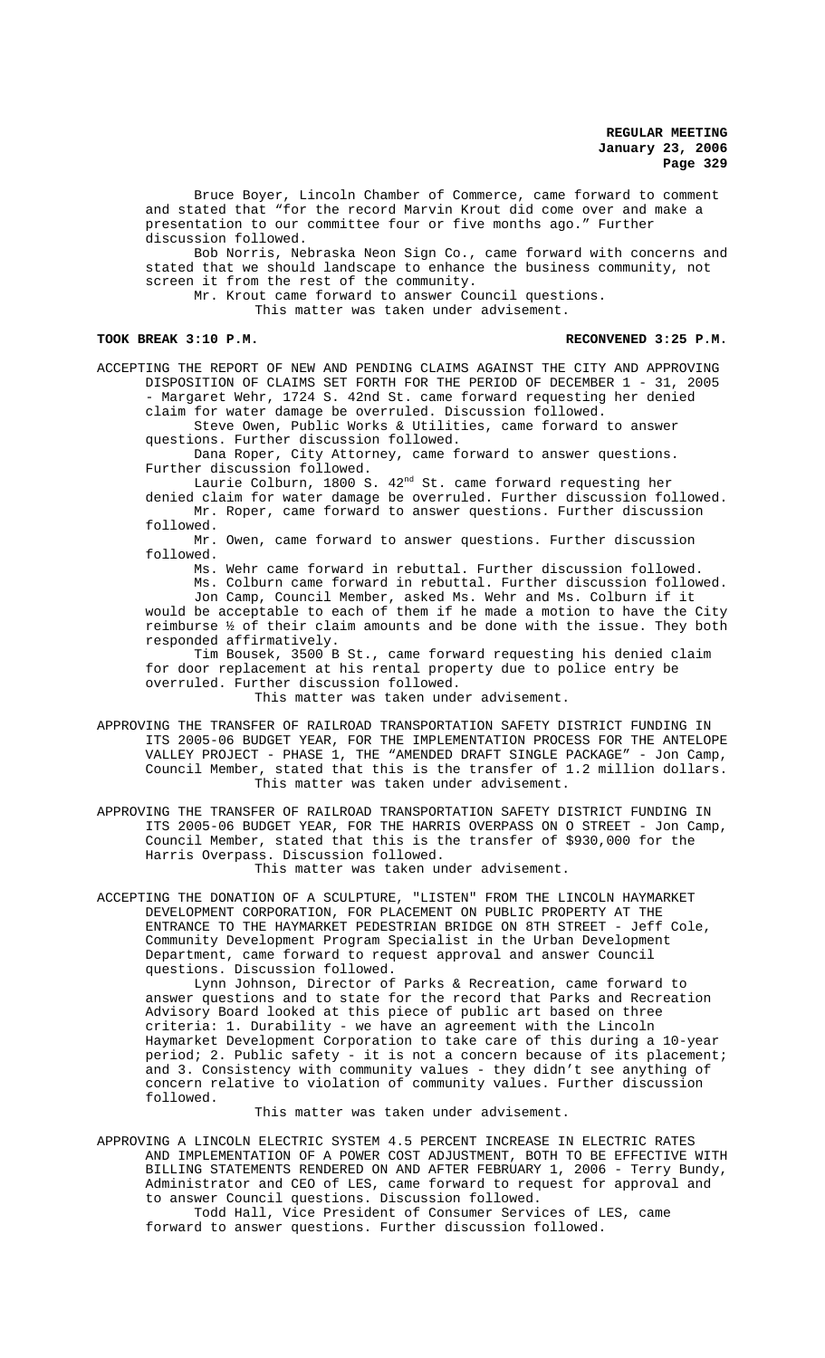Bruce Boyer, Lincoln Chamber of Commerce, came forward to comment and stated that "for the record Marvin Krout did come over and make a presentation to our committee four or five months ago." Further discussion followed.

Bob Norris, Nebraska Neon Sign Co., came forward with concerns and stated that we should landscape to enhance the business community, not screen it from the rest of the community.

Mr. Krout came forward to answer Council questions.

This matter was taken under advisement.

**TOOK BREAK 3:10 P.M. RECONVENED 3:25 P.M.**

ACCEPTING THE REPORT OF NEW AND PENDING CLAIMS AGAINST THE CITY AND APPROVING DISPOSITION OF CLAIMS SET FORTH FOR THE PERIOD OF DECEMBER 1 - 31, 2005 - Margaret Wehr, 1724 S. 42nd St. came forward requesting her denied claim for water damage be overruled. Discussion followed.

Steve Owen, Public Works & Utilities, came forward to answer questions. Further discussion followed.

Dana Roper, City Attorney, came forward to answer questions. Further discussion followed.

Laurie Colburn, 1800 S. 42nd St. came forward requesting her denied claim for water damage be overruled. Further discussion followed.

Mr. Roper, came forward to answer questions. Further discussion followed.

Mr. Owen, came forward to answer questions. Further discussion followed.

Ms. Wehr came forward in rebuttal. Further discussion followed.

Ms. Colburn came forward in rebuttal. Further discussion followed.

Jon Camp, Council Member, asked Ms. Wehr and Ms. Colburn if it would be acceptable to each of them if he made a motion to have the City reimburse ½ of their claim amounts and be done with the issue. They both responded affirmatively.

Tim Bousek, 3500 B St., came forward requesting his denied claim for door replacement at his rental property due to police entry be overruled. Further discussion followed.

This matter was taken under advisement.

APPROVING THE TRANSFER OF RAILROAD TRANSPORTATION SAFETY DISTRICT FUNDING IN ITS 2005-06 BUDGET YEAR, FOR THE IMPLEMENTATION PROCESS FOR THE ANTELOPE VALLEY PROJECT - PHASE 1, THE "AMENDED DRAFT SINGLE PACKAGE" - Jon Camp, Council Member, stated that this is the transfer of 1.2 million dollars.

This matter was taken under advisement.

APPROVING THE TRANSFER OF RAILROAD TRANSPORTATION SAFETY DISTRICT FUNDING IN ITS 2005-06 BUDGET YEAR, FOR THE HARRIS OVERPASS ON O STREET - Jon Camp, Council Member, stated that this is the transfer of $930,000 for the Harris Overpass. Discussion followed.

This matter was taken under advisement.

ACCEPTING THE DONATION OF A SCULPTURE, "LISTEN" FROM THE LINCOLN HAYMARKET DEVELOPMENT CORPORATION, FOR PLACEMENT ON PUBLIC PROPERTY AT THE ENTRANCE TO THE HAYMARKET PEDESTRIAN BRIDGE ON 8TH STREET - Jeff Cole, Community Development Program Specialist in the Urban Development Department, came forward to request approval and answer Council questions. Discussion followed.

Lynn Johnson, Director of Parks & Recreation, came forward to answer questions and to state for the record that Parks and Recreation Advisory Board looked at this piece of public art based on three criteria: 1. Durability - we have an agreement with the Lincoln Haymarket Development Corporation to take care of this during a 10-year period; 2. Public safety - it is not a concern because of its placement; and 3. Consistency with community values - they didn't see anything of concern relative to violation of community values. Further discussion followed.

This matter was taken under advisement.

APPROVING A LINCOLN ELECTRIC SYSTEM 4.5 PERCENT INCREASE IN ELECTRIC RATES AND IMPLEMENTATION OF A POWER COST ADJUSTMENT, BOTH TO BE EFFECTIVE WITH BILLING STATEMENTS RENDERED ON AND AFTER FEBRUARY 1, 2006 - Terry Bundy, Administrator and CEO of LES, came forward to request for approval and to answer Council questions. Discussion followed.

Todd Hall, Vice President of Consumer Services of LES, came forward to answer questions. Further discussion followed.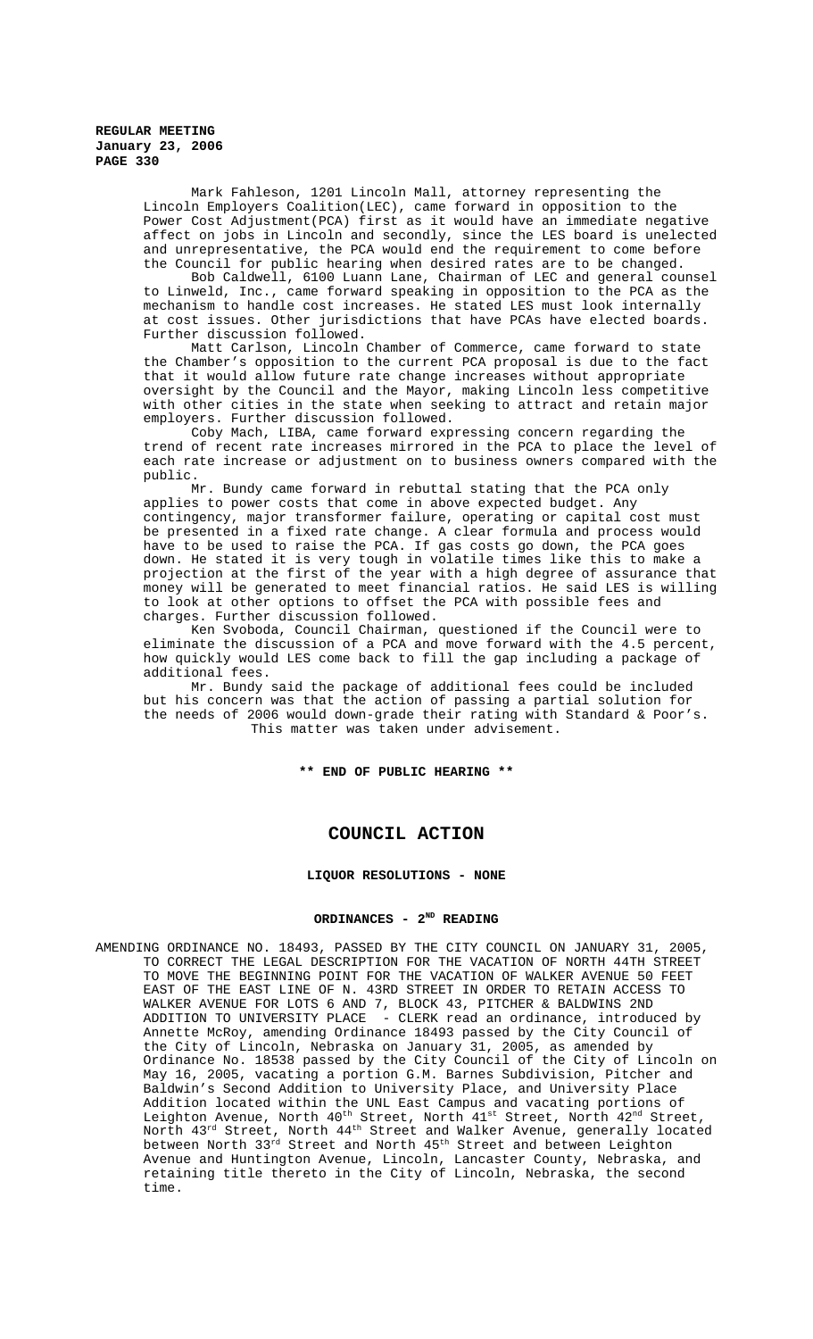Mark Fahleson, 1201 Lincoln Mall, attorney representing the Lincoln Employers Coalition(LEC), came forward in opposition to the Power Cost Adjustment(PCA) first as it would have an immediate negative affect on jobs in Lincoln and secondly, since the LES board is unelected and unrepresentative, the PCA would end the requirement to come before the Council for public hearing when desired rates are to be changed.

Bob Caldwell, 6100 Luann Lane, Chairman of LEC and general counsel to Linweld, Inc., came forward speaking in opposition to the PCA as the mechanism to handle cost increases. He stated LES must look internally at cost issues. Other jurisdictions that have PCAs have elected boards. Further discussion followed.

Matt Carlson, Lincoln Chamber of Commerce, came forward to state the Chamber's opposition to the current PCA proposal is due to the fact that it would allow future rate change increases without appropriate oversight by the Council and the Mayor, making Lincoln less competitive with other cities in the state when seeking to attract and retain major employers. Further discussion followed.

Coby Mach, LIBA, came forward expressing concern regarding the trend of recent rate increases mirrored in the PCA to place the level of each rate increase or adjustment on to business owners compared with the public.

Mr. Bundy came forward in rebuttal stating that the PCA only applies to power costs that come in above expected budget. Any contingency, major transformer failure, operating or capital cost must be presented in a fixed rate change. A clear formula and process would have to be used to raise the PCA. If gas costs go down, the PCA goes down. He stated it is very tough in volatile times like this to make a projection at the first of the year with a high degree of assurance that money will be generated to meet financial ratios. He said LES is willing to look at other options to offset the PCA with possible fees and charges. Further discussion followed.

Ken Svoboda, Council Chairman, questioned if the Council were to eliminate the discussion of a PCA and move forward with the 4.5 percent, how quickly would LES come back to fill the gap including a package of additional fees.

Mr. Bundy said the package of additional fees could be included but his concern was that the action of passing a partial solution for the needs of 2006 would down-grade their rating with Standard & Poor's.

This matter was taken under advisement.

**\*\* END OF PUBLIC HEARING \*\***

# COUNCIL ACTION

**LIQUOR RESOLUTIONS - NONE**

**ORDINANCES - 2ND READING**

AMENDING ORDINANCE NO. 18493, PASSED BY THE CITY COUNCIL ON JANUARY 31, 2005, TO CORRECT THE LEGAL DESCRIPTION FOR THE VACATION OF NORTH 44TH STREET TO MOVE THE BEGINNING POINT FOR THE VACATION OF WALKER AVENUE 50 FEET EAST OF THE EAST LINE OF N. 43RD STREET IN ORDER TO RETAIN ACCESS TO WALKER AVENUE FOR LOTS 6 AND 7, BLOCK 43, PITCHER & BALDWINS 2ND ADDITION TO UNIVERSITY PLACE - CLERK read an ordinance, introduced by Annette McRoy, amending Ordinance 18493 passed by the City Council of the City of Lincoln, Nebraska on January 31, 2005, as amended by Ordinance No. 18538 passed by the City Council of the City of Lincoln on May 16, 2005, vacating a portion G.M. Barnes Subdivision, Pitcher and Baldwin's Second Addition to University Place, and University Place Addition located within the UNL East Campus and vacating portions of Leighton Avenue, North 40th Street, North 41st Street, North 42nd Street, North 43rd Street, North 44th Street and Walker Avenue, generally located between North 33rd Street and North 45th Street and between Leighton Avenue and Huntington Avenue, Lincoln, Lancaster County, Nebraska, and retaining title thereto in the City of Lincoln, Nebraska, the second time.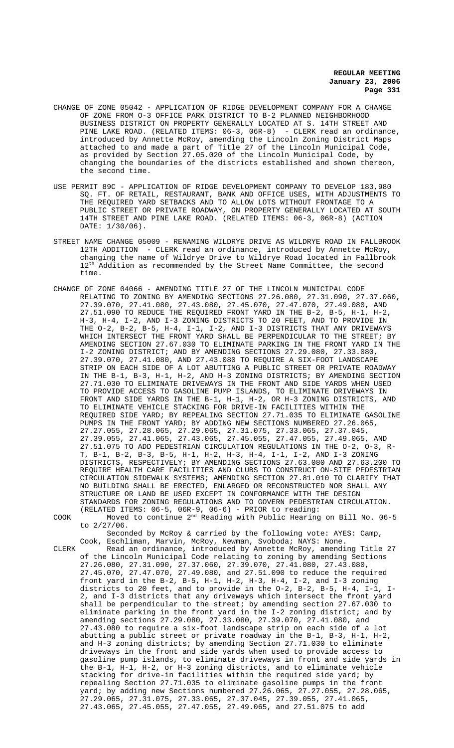CHANGE OF ZONE 05042 - APPLICATION OF RIDGE DEVELOPMENT COMPANY FOR A CHANGE OF ZONE FROM O-3 OFFICE PARK DISTRICT TO B-2 PLANNED NEIGHBORHOOD BUSINESS DISTRICT ON PROPERTY GENERALLY LOCATED AT S. 14TH STREET AND PINE LAKE ROAD. (RELATED ITEMS: 06-3, 06R-8) - CLERK read an ordinance, introduced by Annette McRoy, amending the Lincoln Zoning District Maps attached to and made a part of Title 27 of the Lincoln Municipal Code, as provided by Section 27.05.020 of the Lincoln Municipal Code, by changing the boundaries of the districts established and shown thereon, the second time.

USE PERMIT 89C - APPLICATION OF RIDGE DEVELOPMENT COMPANY TO DEVELOP 183,980 SQ. FT. OF RETAIL, RESTAURANT, BANK AND OFFICE USES, WITH ADJUSTMENTS TO THE REQUIRED YARD SETBACKS AND TO ALLOW LOTS WITHOUT FRONTAGE TO A PUBLIC STREET OR PRIVATE ROADWAY, ON PROPERTY GENERALLY LOCATED AT SOUTH 14TH STREET AND PINE LAKE ROAD. (RELATED ITEMS: 06-3, 06R-8) (ACTION DATE: 1/30/06).

STREET NAME CHANGE 05009 - RENAMING WILDRYE DRIVE AS WILDRYE ROAD IN FALLBROOK 12TH ADDITION - CLERK read an ordinance, introduced by Annette McRoy, changing the name of Wildrye Drive to Wildrye Road located in Fallbrook 12th Addition as recommended by the Street Name Committee, the second time.

CHANGE OF ZONE 04066 - AMENDING TITLE 27 OF THE LINCOLN MUNICIPAL CODE RELATING TO ZONING BY AMENDING SECTIONS 27.26.080, 27.31.090, 27.37.060, 27.39.070, 27.41.080, 27.43.080, 27.45.070, 27.47.070, 27.49.080, AND 27.51.090 TO REDUCE THE REQUIRED FRONT YARD IN THE B-2, B-5, H-1, H-2, H-3, H-4, I-2, AND I-3 ZONING DISTRICTS TO 20 FEET, AND TO PROVIDE IN THE O-2, B-2, B-5, H-4, I-1, I-2, AND I-3 DISTRICTS THAT ANY DRIVEWAYS WHICH INTERSECT THE FRONT YARD SHALL BE PERPENDICULAR TO THE STREET; BY AMENDING SECTION 27.67.030 TO ELIMINATE PARKING IN THE FRONT YARD IN THE I-2 ZONING DISTRICT; AND BY AMENDING SECTIONS 27.29.080, 27.33.080, 27.39.070, 27.41.080, AND 27.43.080 TO REQUIRE A SIX-FOOT LANDSCAPE STRIP ON EACH SIDE OF A LOT ABUTTING A PUBLIC STREET OR PRIVATE ROADWAY IN THE B-1, B-3, H-1, H-2, AND H-3 ZONING DISTRICTS; BY AMENDING SECTION 27.71.030 TO ELIMINATE DRIVEWAYS IN THE FRONT AND SIDE YARDS WHEN USED TO PROVIDE ACCESS TO GASOLINE PUMP ISLANDS, TO ELIMINATE DRIVEWAYS IN FRONT AND SIDE YARDS IN THE B-1, H-1, H-2, OR H-3 ZONING DISTRICTS, AND TO ELIMINATE VEHICLE STACKING FOR DRIVE-IN FACILITIES WITHIN THE REQUIRED SIDE YARD; BY REPEALING SECTION 27.71.035 TO ELIMINATE GASOLINE PUMPS IN THE FRONT YARD; BY ADDING NEW SECTIONS NUMBERED 27.26.065, 27.27.055, 27.28.065, 27.29.065, 27.31.075, 27.33.065, 27.37.045, 27.39.055, 27.41.065, 27.43.065, 27.45.055, 27.47.055, 27.49.065, AND 27.51.075 TO ADD PEDESTRIAN CIRCULATION REGULATIONS IN THE O-2, O-3, R-T, B-1, B-2, B-3, B-5, H-1, H-2, H-3, H-4, I-1, I-2, AND I-3 ZONING DISTRICTS, RESPECTIVELY; BY AMENDING SECTIONS 27.63.080 AND 27.63.200 TO REQUIRE HEALTH CARE FACILITIES AND CLUBS TO CONSTRUCT ON-SITE PEDESTRIAN CIRCULATION SIDEWALK SYSTEMS; AMENDING SECTION 27.81.010 TO CLARIFY THAT NO BUILDING SHALL BE ERECTED, ENLARGED OR RECONSTRUCTED NOR SHALL ANY STRUCTURE OR LAND BE USED EXCEPT IN CONFORMANCE WITH THE DESIGN STANDARDS FOR ZONING REGULATIONS AND TO GOVERN PEDESTRIAN CIRCULATION. (RELATED ITEMS: 06-5, 06R-9, 06-6) - PRIOR to reading:

COOK Moved to continue 2nd Reading with Public Hearing on Bill No. 06-5 to 2/27/06.

Seconded by McRoy & carried by the following vote: AYES: Camp, Cook, Eschliman, Marvin, McRoy, Newman, Svoboda; NAYS: None.

CLERK Read an ordinance, introduced by Annette McRoy, amending Title 27 of the Lincoln Municipal Code relating to zoning by amending Sections 27.26.080, 27.31.090, 27.37.060, 27.39.070, 27.41.080, 27.43.080, 27.45.070, 27.47.070, 27.49.080, and 27.51.090 to reduce the required front yard in the B-2, B-5, H-1, H-2, H-3, H-4, I-2, and I-3 zoning districts to 20 feet, and to provide in the O-2, B-2, B-5, H-4, I-1, I-2, and I-3 districts that any driveways which intersect the front yard shall be perpendicular to the street; by amending section 27.67.030 to eliminate parking in the front yard in the I-2 zoning district; and by amending sections 27.29.080, 27.33.080, 27.39.070, 27.41.080, and 27.43.080 to require a six-foot landscape strip on each side of a lot abutting a public street or private roadway in the B-1, B-3, H-1, H-2, and H-3 zoning districts; by amending Section 27.71.030 to eliminate driveways in the front and side yards when used to provide access to gasoline pump islands, to eliminate driveways in front and side yards in the B-1, H-1, H-2, or H-3 zoning districts, and to eliminate vehicle stacking for drive-in facilities within the required side yard; by repealing Section 27.71.035 to eliminate gasoline pumps in the front yard; by adding new Sections numbered 27.26.065, 27.27.055, 27.28.065, 27.29.065, 27.31.075, 27.33.065, 27.37.045, 27.39.055, 27.41.065, 27.43.065, 27.45.055, 27.47.055, 27.49.065, and 27.51.075 to add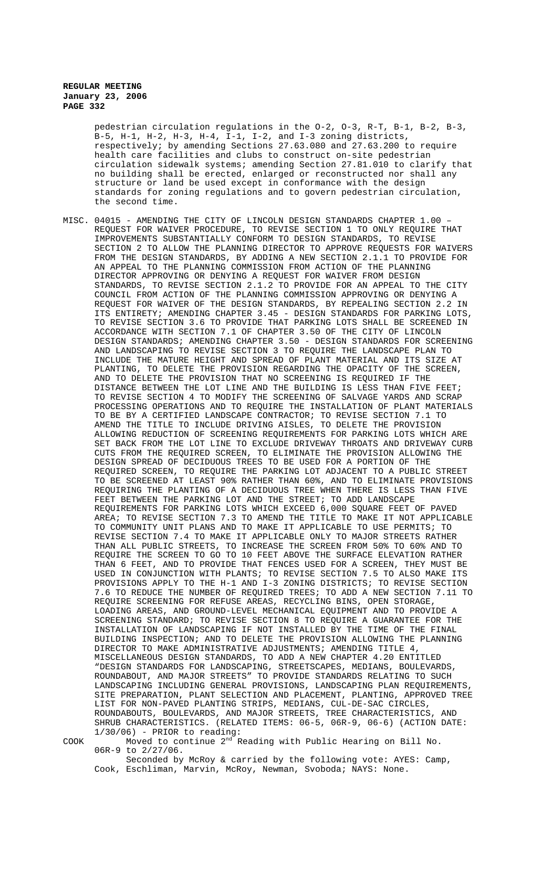pedestrian circulation regulations in the O-2, O-3, R-T, B-1, B-2, B-3, B-5, H-1, H-2, H-3, H-4, I-1, I-2, and I-3 zoning districts, respectively; by amending Sections 27.63.080 and 27.63.200 to require health care facilities and clubs to construct on-site pedestrian circulation sidewalk systems; amending Section 27.81.010 to clarify that no building shall be erected, enlarged or reconstructed nor shall any structure or land be used except in conformance with the design standards for zoning regulations and to govern pedestrian circulation, the second time.

MISC. 04015 - AMENDING THE CITY OF LINCOLN DESIGN STANDARDS CHAPTER 1.00 – REQUEST FOR WAIVER PROCEDURE, TO REVISE SECTION 1 TO ONLY REQUIRE THAT IMPROVEMENTS SUBSTANTIALLY CONFORM TO DESIGN STANDARDS, TO REVISE SECTION 2 TO ALLOW THE PLANNING DIRECTOR TO APPROVE REQUESTS FOR WAIVERS FROM THE DESIGN STANDARDS, BY ADDING A NEW SECTION 2.1.1 TO PROVIDE FOR AN APPEAL TO THE PLANNING COMMISSION FROM ACTION OF THE PLANNING DIRECTOR APPROVING OR DENYING A REQUEST FOR WAIVER FROM DESIGN STANDARDS, TO REVISE SECTION 2.1.2 TO PROVIDE FOR AN APPEAL TO THE CITY COUNCIL FROM ACTION OF THE PLANNING COMMISSION APPROVING OR DENYING A REQUEST FOR WAIVER OF THE DESIGN STANDARDS, BY REPEALING SECTION 2.2 IN ITS ENTIRETY; AMENDING CHAPTER 3.45 - DESIGN STANDARDS FOR PARKING LOTS, TO REVISE SECTION 3.6 TO PROVIDE THAT PARKING LOTS SHALL BE SCREENED IN ACCORDANCE WITH SECTION 7.1 OF CHAPTER 3.50 OF THE CITY OF LINCOLN DESIGN STANDARDS; AMENDING CHAPTER 3.50 - DESIGN STANDARDS FOR SCREENING AND LANDSCAPING TO REVISE SECTION 3 TO REQUIRE THE LANDSCAPE PLAN TO INCLUDE THE MATURE HEIGHT AND SPREAD OF PLANT MATERIAL AND ITS SIZE AT PLANTING, TO DELETE THE PROVISION REGARDING THE OPACITY OF THE SCREEN, AND TO DELETE THE PROVISION THAT NO SCREENING IS REQUIRED IF THE DISTANCE BETWEEN THE LOT LINE AND THE BUILDING IS LESS THAN FIVE FEET; TO REVISE SECTION 4 TO MODIFY THE SCREENING OF SALVAGE YARDS AND SCRAP PROCESSING OPERATIONS AND TO REQUIRE THE INSTALLATION OF PLANT MATERIALS TO BE BY A CERTIFIED LANDSCAPE CONTRACTOR; TO REVISE SECTION 7.1 TO AMEND THE TITLE TO INCLUDE DRIVING AISLES, TO DELETE THE PROVISION ALLOWING REDUCTION OF SCREENING REQUIREMENTS FOR PARKING LOTS WHICH ARE SET BACK FROM THE LOT LINE TO EXCLUDE DRIVEWAY THROATS AND DRIVEWAY CURB CUTS FROM THE REQUIRED SCREEN, TO ELIMINATE THE PROVISION ALLOWING THE DESIGN SPREAD OF DECIDUOUS TREES TO BE USED FOR A PORTION OF THE REQUIRED SCREEN, TO REQUIRE THE PARKING LOT ADJACENT TO A PUBLIC STREET TO BE SCREENED AT LEAST 90% RATHER THAN 60%, AND TO ELIMINATE PROVISIONS REQUIRING THE PLANTING OF A DECIDUOUS TREE WHEN THERE IS LESS THAN FIVE FEET BETWEEN THE PARKING LOT AND THE STREET; TO ADD LANDSCAPE REQUIREMENTS FOR PARKING LOTS WHICH EXCEED 6,000 SQUARE FEET OF PAVED AREA; TO REVISE SECTION 7.3 TO AMEND THE TITLE TO MAKE IT NOT APPLICABLE TO COMMUNITY UNIT PLANS AND TO MAKE IT APPLICABLE TO USE PERMITS; TO REVISE SECTION 7.4 TO MAKE IT APPLICABLE ONLY TO MAJOR STREETS RATHER THAN ALL PUBLIC STREETS, TO INCREASE THE SCREEN FROM 50% TO 60% AND TO REQUIRE THE SCREEN TO GO TO 10 FEET ABOVE THE SURFACE ELEVATION RATHER THAN 6 FEET, AND TO PROVIDE THAT FENCES USED FOR A SCREEN, THEY MUST BE USED IN CONJUNCTION WITH PLANTS; TO REVISE SECTION 7.5 TO ALSO MAKE ITS PROVISIONS APPLY TO THE H-1 AND I-3 ZONING DISTRICTS; TO REVISE SECTION 7.6 TO REDUCE THE NUMBER OF REQUIRED TREES; TO ADD A NEW SECTION 7.11 TO REQUIRE SCREENING FOR REFUSE AREAS, RECYCLING BINS, OPEN STORAGE, LOADING AREAS, AND GROUND-LEVEL MECHANICAL EQUIPMENT AND TO PROVIDE A SCREENING STANDARD; TO REVISE SECTION 8 TO REQUIRE A GUARANTEE FOR THE INSTALLATION OF LANDSCAPING IF NOT INSTALLED BY THE TIME OF THE FINAL BUILDING INSPECTION; AND TO DELETE THE PROVISION ALLOWING THE PLANNING DIRECTOR TO MAKE ADMINISTRATIVE ADJUSTMENTS; AMENDING TITLE 4, MISCELLANEOUS DESIGN STANDARDS, TO ADD A NEW CHAPTER 4.20 ENTITLED "DESIGN STANDARDS FOR LANDSCAPING, STREETSCAPES, MEDIANS, BOULEVARDS, ROUNDABOUT, AND MAJOR STREETS" TO PROVIDE STANDARDS RELATING TO SUCH LANDSCAPING INCLUDING GENERAL PROVISIONS, LANDSCAPING PLAN REQUIREMENTS, SITE PREPARATION, PLANT SELECTION AND PLACEMENT, PLANTING, APPROVED TREE LIST FOR NON-PAVED PLANTING STRIPS, MEDIANS, CUL-DE-SAC CIRCLES, ROUNDABOUTS, BOULEVARDS, AND MAJOR STREETS, TREE CHARACTERISTICS, AND SHRUB CHARACTERISTICS. (RELATED ITEMS: 06-5, 06R-9, 06-6) (ACTION DATE: 1/30/06) - PRIOR to reading:

COOK Moved to continue 2nd Reading with Public Hearing on Bill No. 06R-9 to 2/27/06.

Seconded by McRoy & carried by the following vote: AYES: Camp, Cook, Eschliman, Marvin, McRoy, Newman, Svoboda; NAYS: None.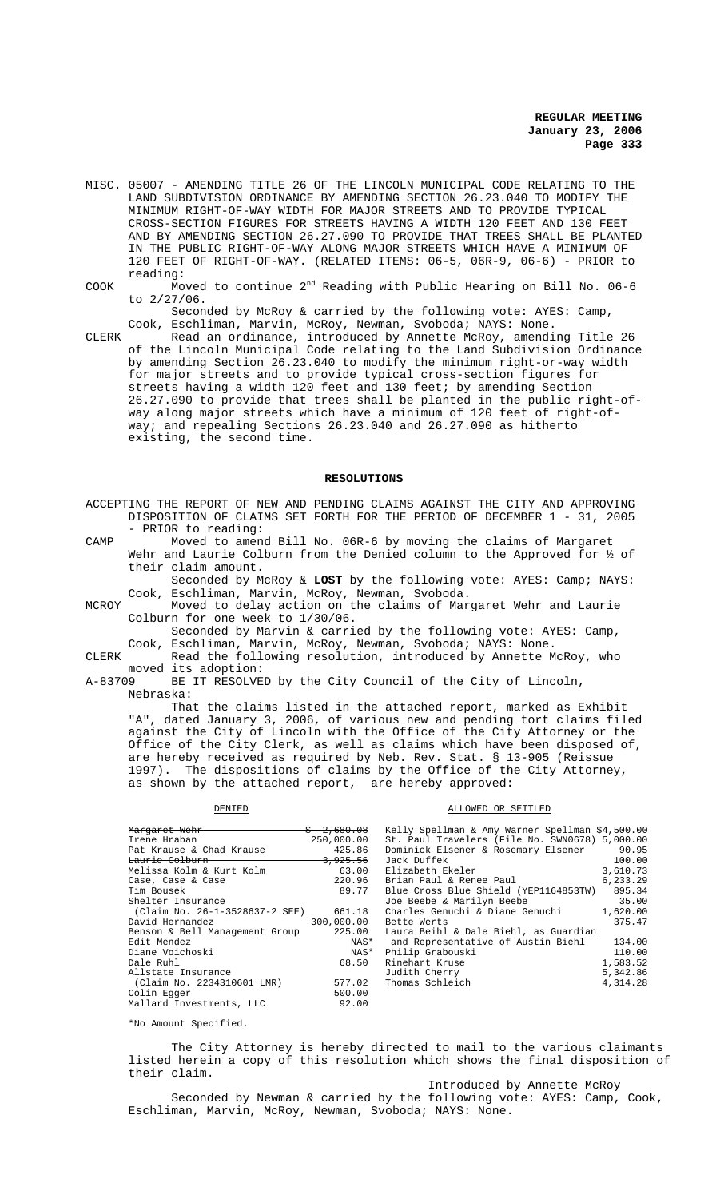MISC. 05007 - AMENDING TITLE 26 OF THE LINCOLN MUNICIPAL CODE RELATING TO THE LAND SUBDIVISION ORDINANCE BY AMENDING SECTION 26.23.040 TO MODIFY THE MINIMUM RIGHT-OF-WAY WIDTH FOR MAJOR STREETS AND TO PROVIDE TYPICAL CROSS-SECTION FIGURES FOR STREETS HAVING A WIDTH 120 FEET AND 130 FEET AND BY AMENDING SECTION 26.27.090 TO PROVIDE THAT TREES SHALL BE PLANTED IN THE PUBLIC RIGHT-OF-WAY ALONG MAJOR STREETS WHICH HAVE A MINIMUM OF 120 FEET OF RIGHT-OF-WAY. (RELATED ITEMS: 06-5, 06R-9, 06-6) - PRIOR to reading:

COOK Moved to continue 2nd Reading with Public Hearing on Bill No. 06-6 to 2/27/06.

Seconded by McRoy & carried by the following vote: AYES: Camp, Cook, Eschliman, Marvin, McRoy, Newman, Svoboda; NAYS: None.

CLERK Read an ordinance, introduced by Annette McRoy, amending Title 26 of the Lincoln Municipal Code relating to the Land Subdivision Ordinance by amending Section 26.23.040 to modify the minimum right-or-way width for major streets and to provide typical cross-section figures for streets having a width 120 feet and 130 feet; by amending Section 26.27.090 to provide that trees shall be planted in the public right-of-way along major streets which have a minimum of 120 feet of right-of-way; and repealing Sections 26.23.040 and 26.27.090 as hitherto existing, the second time.

## RESOLUTIONS

ACCEPTING THE REPORT OF NEW AND PENDING CLAIMS AGAINST THE CITY AND APPROVING DISPOSITION OF CLAIMS SET FORTH FOR THE PERIOD OF DECEMBER 1 - 31, 2005 - PRIOR to reading:

CAMP Moved to amend Bill No. 06R-6 by moving the claims of Margaret Wehr and Laurie Colburn from the Denied column to the Approved for ½ of their claim amount.

Seconded by McRoy & **LOST** by the following vote: AYES: Camp; NAYS: Cook, Eschliman, Marvin, McRoy, Newman, Svoboda.

MCROY Moved to delay action on the claims of Margaret Wehr and Laurie Colburn for one week to 1/30/06.

Seconded by Marvin & carried by the following vote: AYES: Camp, Cook, Eschliman, Marvin, McRoy, Newman, Svoboda; NAYS: None.

CLERK Read the following resolution, introduced by Annette McRoy, who moved its adoption:

A-83709 BE IT RESOLVED by the City Council of the City of Lincoln, Nebraska:

That the claims listed in the attached report, marked as Exhibit "A", dated January 3, 2006, of various new and pending tort claims filed against the City of Lincoln with the Office of the City Attorney or the Office of the City Clerk, as well as claims which have been disposed of, are hereby received as required by Neb. Rev. Stat. § 13-905 (Reissue 1997). The dispositions of claims by the Office of the City Attorney, as shown by the attached report, are hereby approved:

| DENIED | | ALLOWED OR SETTLED | |
|---|---|---|---|
| ~~Margaret Wehr~~ | ~~$ 2,680.08~~ | Kelly Spellman & Amy Warner Spellman | $4,500.00 |
| Irene Hraban | 250,000.00 | St. Paul Travelers (File No. SWN0678) | 5,000.00 |
| Pat Krause & Chad Krause | 425.86 | Dominick Elsener & Rosemary Elsener | 90.95 |
| ~~Laurie Colburn~~ | ~~3,925.56~~ | Jack Duffek | 100.00 |
| Melissa Kolm & Kurt Kolm | 63.00 | Elizabeth Ekeler | 3,610.73 |
| Case, Case & Case | 220.96 | Brian Paul & Renee Paul | 6,233.29 |
| Tim Bousek | 89.77 | Blue Cross Blue Shield (YEP1164853TW) | 895.34 |
| Shelter Insurance | | Joe Beebe & Marilyn Beebe | 35.00 |
| (Claim No. 26-1-3528637-2 SEE) | 661.18 | Charles Genuchi & Diane Genuchi | 1,620.00 |
| David Hernandez | 300,000.00 | Bette Werts | 375.47 |
| Benson & Bell Management Group | 225.00 | Laura Beihl & Dale Biehl, as Guardian | |
| Edit Mendez | NAS* | and Representative of Austin Biehl | 134.00 |
| Diane Voichoski | NAS* | Philip Grabouski | 110.00 |
| Dale Ruhl | 68.50 | Rinehart Kruse | 1,583.52 |
| Allstate Insurance | | Judith Cherry | 5,342.86 |
| (Claim No. 2234310601 LMR) | 577.02 | Thomas Schleich | 4,314.28 |
| Colin Egger | 500.00 | | |
| Mallard Investments, LLC | 92.00 | | |

*No Amount Specified.

The City Attorney is hereby directed to mail to the various claimants listed herein a copy of this resolution which shows the final disposition of their claim.

Introduced by Annette McRoy

Seconded by Newman & carried by the following vote: AYES: Camp, Cook, Eschliman, Marvin, McRoy, Newman, Svoboda; NAYS: None.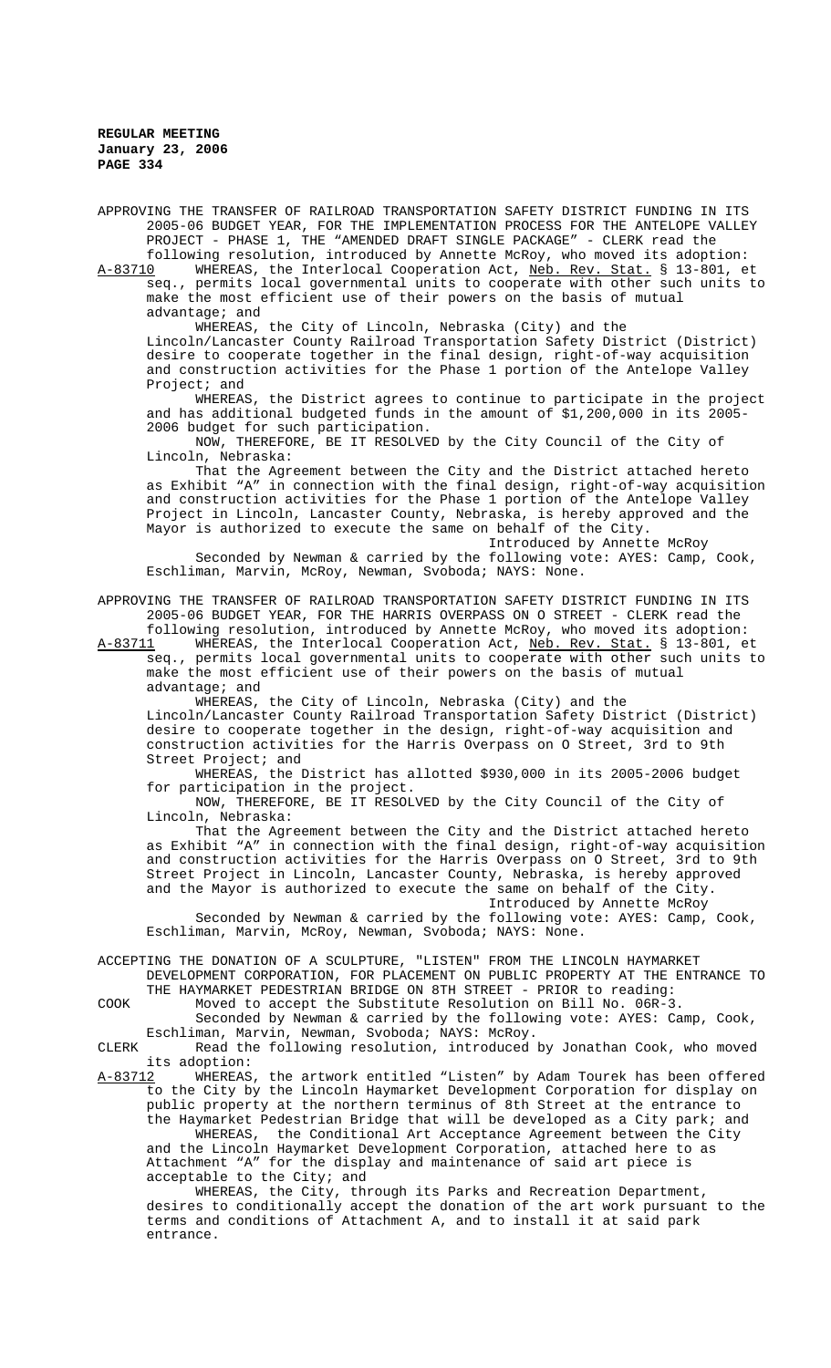APPROVING THE TRANSFER OF RAILROAD TRANSPORTATION SAFETY DISTRICT FUNDING IN ITS 2005-06 BUDGET YEAR, FOR THE IMPLEMENTATION PROCESS FOR THE ANTELOPE VALLEY PROJECT - PHASE 1, THE "AMENDED DRAFT SINGLE PACKAGE" - CLERK read the following resolution, introduced by Annette McRoy, who moved its adoption:

A-83710 WHEREAS, the Interlocal Cooperation Act, Neb. Rev. Stat. § 13-801, et seq., permits local governmental units to cooperate with other such units to make the most efficient use of their powers on the basis of mutual advantage; and

WHEREAS, the City of Lincoln, Nebraska (City) and the Lincoln/Lancaster County Railroad Transportation Safety District (District) desire to cooperate together in the final design, right-of-way acquisition and construction activities for the Phase 1 portion of the Antelope Valley Project; and

WHEREAS, the District agrees to continue to participate in the project and has additional budgeted funds in the amount of $1,200,000 in its 2005-2006 budget for such participation.

NOW, THEREFORE, BE IT RESOLVED by the City Council of the City of Lincoln, Nebraska:

That the Agreement between the City and the District attached hereto as Exhibit "A" in connection with the final design, right-of-way acquisition and construction activities for the Phase 1 portion of the Antelope Valley Project in Lincoln, Lancaster County, Nebraska, is hereby approved and the Mayor is authorized to execute the same on behalf of the City.

Introduced by Annette McRoy

Seconded by Newman & carried by the following vote: AYES: Camp, Cook, Eschliman, Marvin, McRoy, Newman, Svoboda; NAYS: None.

APPROVING THE TRANSFER OF RAILROAD TRANSPORTATION SAFETY DISTRICT FUNDING IN ITS 2005-06 BUDGET YEAR, FOR THE HARRIS OVERPASS ON O STREET - CLERK read the following resolution, introduced by Annette McRoy, who moved its adoption:

A-83711 WHEREAS, the Interlocal Cooperation Act, Neb. Rev. Stat. § 13-801, et seq., permits local governmental units to cooperate with other such units to make the most efficient use of their powers on the basis of mutual advantage; and

WHEREAS, the City of Lincoln, Nebraska (City) and the Lincoln/Lancaster County Railroad Transportation Safety District (District) desire to cooperate together in the design, right-of-way acquisition and construction activities for the Harris Overpass on O Street, 3rd to 9th Street Project; and

WHEREAS, the District has allotted $930,000 in its 2005-2006 budget for participation in the project.

NOW, THEREFORE, BE IT RESOLVED by the City Council of the City of Lincoln, Nebraska:

That the Agreement between the City and the District attached hereto as Exhibit "A" in connection with the final design, right-of-way acquisition and construction activities for the Harris Overpass on O Street, 3rd to 9th Street Project in Lincoln, Lancaster County, Nebraska, is hereby approved and the Mayor is authorized to execute the same on behalf of the City.

Introduced by Annette McRoy

Seconded by Newman & carried by the following vote: AYES: Camp, Cook, Eschliman, Marvin, McRoy, Newman, Svoboda; NAYS: None.

ACCEPTING THE DONATION OF A SCULPTURE, "LISTEN" FROM THE LINCOLN HAYMARKET DEVELOPMENT CORPORATION, FOR PLACEMENT ON PUBLIC PROPERTY AT THE ENTRANCE TO THE HAYMARKET PEDESTRIAN BRIDGE ON 8TH STREET - PRIOR to reading:

COOK Moved to accept the Substitute Resolution on Bill No. 06R-3.

Seconded by Newman & carried by the following vote: AYES: Camp, Cook, Eschliman, Marvin, Newman, Svoboda; NAYS: McRoy.

CLERK Read the following resolution, introduced by Jonathan Cook, who moved its adoption:

A-83712 WHEREAS, the artwork entitled "Listen" by Adam Tourek has been offered to the City by the Lincoln Haymarket Development Corporation for display on public property at the northern terminus of 8th Street at the entrance to the Haymarket Pedestrian Bridge that will be developed as a City park; and

WHEREAS, the Conditional Art Acceptance Agreement between the City and the Lincoln Haymarket Development Corporation, attached here to as Attachment "A" for the display and maintenance of said art piece is acceptable to the City; and

WHEREAS, the City, through its Parks and Recreation Department, desires to conditionally accept the donation of the art work pursuant to the terms and conditions of Attachment A, and to install it at said park entrance.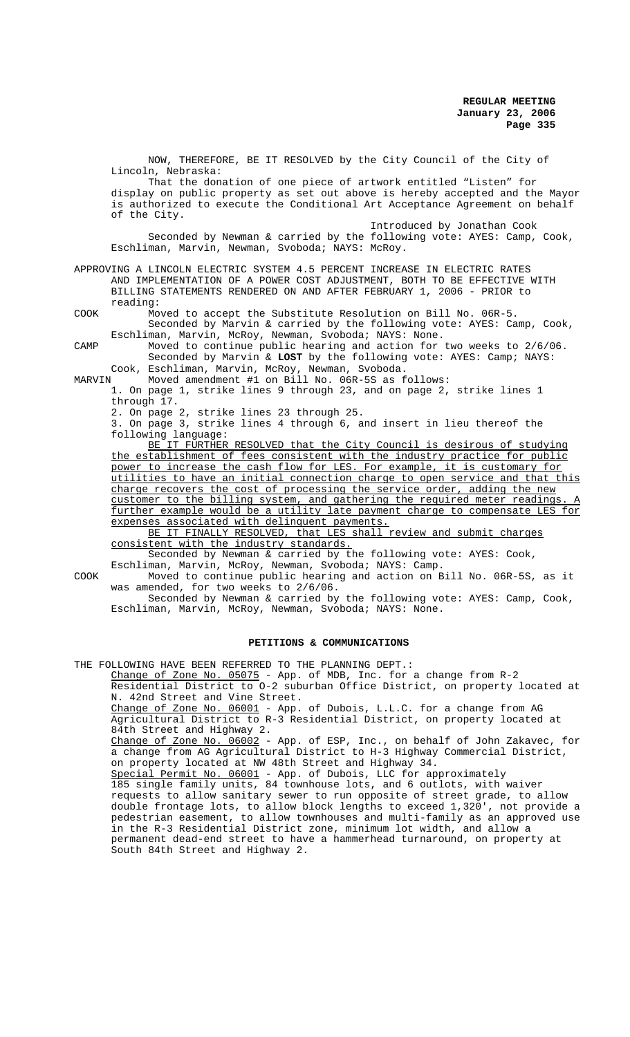NOW, THEREFORE, BE IT RESOLVED by the City Council of the City of Lincoln, Nebraska:

That the donation of one piece of artwork entitled "Listen" for display on public property as set out above is hereby accepted and the Mayor is authorized to execute the Conditional Art Acceptance Agreement on behalf of the City.

Introduced by Jonathan Cook

Seconded by Newman & carried by the following vote: AYES: Camp, Cook, Eschliman, Marvin, Newman, Svoboda; NAYS: McRoy.

APPROVING A LINCOLN ELECTRIC SYSTEM 4.5 PERCENT INCREASE IN ELECTRIC RATES AND IMPLEMENTATION OF A POWER COST ADJUSTMENT, BOTH TO BE EFFECTIVE WITH BILLING STATEMENTS RENDERED ON AND AFTER FEBRUARY 1, 2006 - PRIOR to reading:

COOK Moved to accept the Substitute Resolution on Bill No. 06R-5.

Seconded by Marvin & carried by the following vote: AYES: Camp, Cook, Eschliman, Marvin, McRoy, Newman, Svoboda; NAYS: None.

CAMP Moved to continue public hearing and action for two weeks to 2/6/06.

Seconded by Marvin & **LOST** by the following vote: AYES: Camp; NAYS: Cook, Eschliman, Marvin, McRoy, Newman, Svoboda.

MARVIN Moved amendment #1 on Bill No. 06R-5S as follows:

1. On page 1, strike lines 9 through 23, and on page 2, strike lines 1 through 17.
2. On page 2, strike lines 23 through 25.
3. On page 3, strike lines 4 through 6, and insert in lieu thereof the following language:

BE IT FURTHER RESOLVED that the City Council is desirous of studying the establishment of fees consistent with the industry practice for public power to increase the cash flow for LES. For example, it is customary for utilities to have an initial connection charge to open service and that this charge recovers the cost of processing the service order, adding the new customer to the billing system, and gathering the required meter readings. A further example would be a utility late payment charge to compensate LES for expenses associated with delinquent payments.

BE IT FINALLY RESOLVED, that LES shall review and submit charges consistent with the industry standards.

Seconded by Newman & carried by the following vote: AYES: Cook, Eschliman, Marvin, McRoy, Newman, Svoboda; NAYS: Camp.

COOK Moved to continue public hearing and action on Bill No. 06R-5S, as it was amended, for two weeks to 2/6/06.

Seconded by Newman & carried by the following vote: AYES: Camp, Cook, Eschliman, Marvin, McRoy, Newman, Svoboda; NAYS: None.

## PETITIONS & COMMUNICATIONS

THE FOLLOWING HAVE BEEN REFERRED TO THE PLANNING DEPT.:

Change of Zone No. 05075 - App. of MDB, Inc. for a change from R-2 Residential District to O-2 suburban Office District, on property located at N. 42nd Street and Vine Street.

Change of Zone No. 06001 - App. of Dubois, L.L.C. for a change from AG Agricultural District to R-3 Residential District, on property located at 84th Street and Highway 2.

Change of Zone No. 06002 - App. of ESP, Inc., on behalf of John Zakavec, for a change from AG Agricultural District to H-3 Highway Commercial District, on property located at NW 48th Street and Highway 34.

Special Permit No. 06001 - App. of Dubois, LLC for approximately 185 single family units, 84 townhouse lots, and 6 outlots, with waiver requests to allow sanitary sewer to run opposite of street grade, to allow double frontage lots, to allow block lengths to exceed 1,320', not provide a pedestrian easement, to allow townhouses and multi-family as an approved use in the R-3 Residential District zone, minimum lot width, and allow a permanent dead-end street to have a hammerhead turnaround, on property at South 84th Street and Highway 2.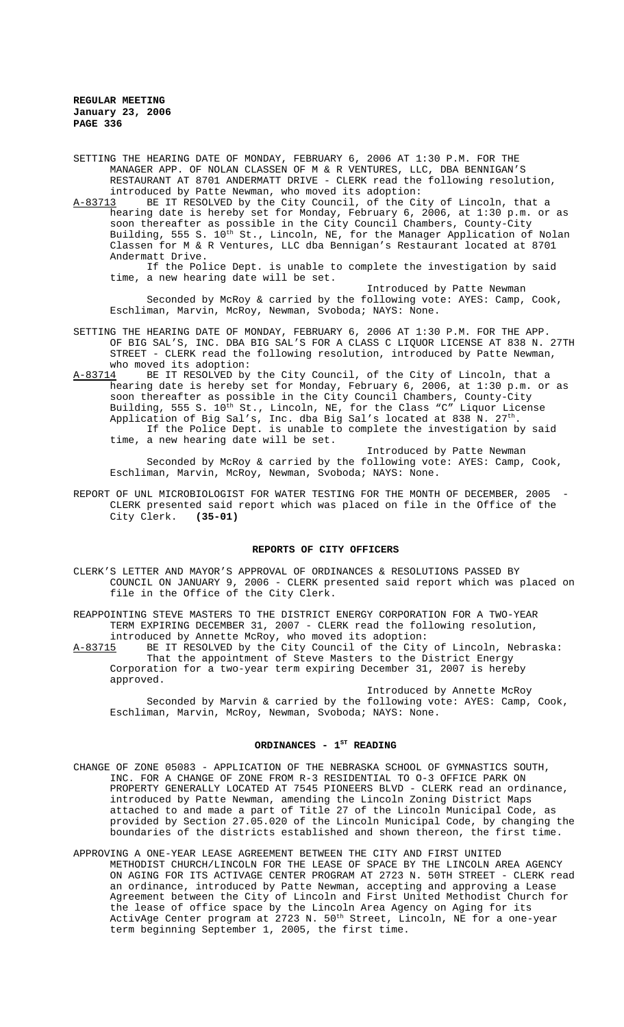SETTING THE HEARING DATE OF MONDAY, FEBRUARY 6, 2006 AT 1:30 P.M. FOR THE MANAGER APP. OF NOLAN CLASSEN OF M & R VENTURES, LLC, DBA BENNIGAN'S RESTAURANT AT 8701 ANDERMATT DRIVE - CLERK read the following resolution, introduced by Patte Newman, who moved its adoption:

A-83713 BE IT RESOLVED by the City Council, of the City of Lincoln, that a hearing date is hereby set for Monday, February 6, 2006, at 1:30 p.m. or as soon thereafter as possible in the City Council Chambers, County-City Building, 555 S. 10th St., Lincoln, NE, for the Manager Application of Nolan Classen for M & R Ventures, LLC dba Bennigan's Restaurant located at 8701 Andermatt Drive.

If the Police Dept. is unable to complete the investigation by said time, a new hearing date will be set.

Introduced by Patte Newman

Seconded by McRoy & carried by the following vote: AYES: Camp, Cook, Eschliman, Marvin, McRoy, Newman, Svoboda; NAYS: None.

SETTING THE HEARING DATE OF MONDAY, FEBRUARY 6, 2006 AT 1:30 P.M. FOR THE APP. OF BIG SAL'S, INC. DBA BIG SAL'S FOR A CLASS C LIQUOR LICENSE AT 838 N. 27TH STREET - CLERK read the following resolution, introduced by Patte Newman, who moved its adoption:

A-83714 BE IT RESOLVED by the City Council, of the City of Lincoln, that a hearing date is hereby set for Monday, February 6, 2006, at 1:30 p.m. or as soon thereafter as possible in the City Council Chambers, County-City Building, 555 S. 10th St., Lincoln, NE, for the Class "C" Liquor License Application of Big Sal's, Inc. dba Big Sal's located at 838 N. 27th.

If the Police Dept. is unable to complete the investigation by said time, a new hearing date will be set.

Introduced by Patte Newman

Seconded by McRoy & carried by the following vote: AYES: Camp, Cook, Eschliman, Marvin, McRoy, Newman, Svoboda; NAYS: None.

REPORT OF UNL MICROBIOLOGIST FOR WATER TESTING FOR THE MONTH OF DECEMBER, 2005 - CLERK presented said report which was placed on file in the Office of the City Clerk. **(35-01)**

## REPORTS OF CITY OFFICERS

CLERK'S LETTER AND MAYOR'S APPROVAL OF ORDINANCES & RESOLUTIONS PASSED BY COUNCIL ON JANUARY 9, 2006 - CLERK presented said report which was placed on file in the Office of the City Clerk.

REAPPOINTING STEVE MASTERS TO THE DISTRICT ENERGY CORPORATION FOR A TWO-YEAR TERM EXPIRING DECEMBER 31, 2007 - CLERK read the following resolution, introduced by Annette McRoy, who moved its adoption:

A-83715 BE IT RESOLVED by the City Council of the City of Lincoln, Nebraska:

That the appointment of Steve Masters to the District Energy Corporation for a two-year term expiring December 31, 2007 is hereby approved.

Introduced by Annette McRoy

Seconded by Marvin & carried by the following vote: AYES: Camp, Cook, Eschliman, Marvin, McRoy, Newman, Svoboda; NAYS: None.

## ORDINANCES - 1ST READING

CHANGE OF ZONE 05083 - APPLICATION OF THE NEBRASKA SCHOOL OF GYMNASTICS SOUTH, INC. FOR A CHANGE OF ZONE FROM R-3 RESIDENTIAL TO O-3 OFFICE PARK ON PROPERTY GENERALLY LOCATED AT 7545 PIONEERS BLVD - CLERK read an ordinance, introduced by Patte Newman, amending the Lincoln Zoning District Maps attached to and made a part of Title 27 of the Lincoln Municipal Code, as provided by Section 27.05.020 of the Lincoln Municipal Code, by changing the boundaries of the districts established and shown thereon, the first time.

APPROVING A ONE-YEAR LEASE AGREEMENT BETWEEN THE CITY AND FIRST UNITED METHODIST CHURCH/LINCOLN FOR THE LEASE OF SPACE BY THE LINCOLN AREA AGENCY ON AGING FOR ITS ACTIVAGE CENTER PROGRAM AT 2723 N. 50TH STREET - CLERK read an ordinance, introduced by Patte Newman, accepting and approving a Lease Agreement between the City of Lincoln and First United Methodist Church for the lease of office space by the Lincoln Area Agency on Aging for its ActivAge Center program at 2723 N. 50th Street, Lincoln, NE for a one-year term beginning September 1, 2005, the first time.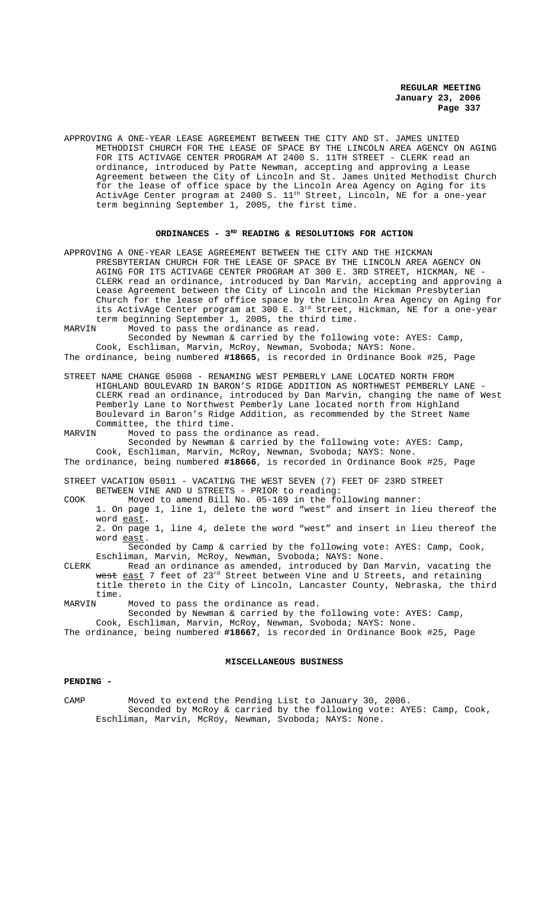APPROVING A ONE-YEAR LEASE AGREEMENT BETWEEN THE CITY AND ST. JAMES UNITED METHODIST CHURCH FOR THE LEASE OF SPACE BY THE LINCOLN AREA AGENCY ON AGING FOR ITS ACTIVAGE CENTER PROGRAM AT 2400 S. 11TH STREET - CLERK read an ordinance, introduced by Patte Newman, accepting and approving a Lease Agreement between the City of Lincoln and St. James United Methodist Church for the lease of office space by the Lincoln Area Agency on Aging for its ActivAge Center program at 2400 S. 11th Street, Lincoln, NE for a one-year term beginning September 1, 2005, the first time.

## ORDINANCES - 3RD READING & RESOLUTIONS FOR ACTION

APPROVING A ONE-YEAR LEASE AGREEMENT BETWEEN THE CITY AND THE HICKMAN PRESBYTERIAN CHURCH FOR THE LEASE OF SPACE BY THE LINCOLN AREA AGENCY ON AGING FOR ITS ACTIVAGE CENTER PROGRAM AT 300 E. 3RD STREET, HICKMAN, NE - CLERK read an ordinance, introduced by Dan Marvin, accepting and approving a Lease Agreement between the City of Lincoln and the Hickman Presbyterian Church for the lease of office space by the Lincoln Area Agency on Aging for its ActivAge Center program at 300 E. 3rd Street, Hickman, NE for a one-year term beginning September 1, 2005, the third time.

MARVIN Moved to pass the ordinance as read.
Seconded by Newman & carried by the following vote: AYES: Camp, Cook, Eschliman, Marvin, McRoy, Newman, Svoboda; NAYS: None.

The ordinance, being numbered **#18665**, is recorded in Ordinance Book #25, Page

STREET NAME CHANGE 05008 - RENAMING WEST PEMBERLY LANE LOCATED NORTH FROM HIGHLAND BOULEVARD IN BARON'S RIDGE ADDITION AS NORTHWEST PEMBERLY LANE - CLERK read an ordinance, introduced by Dan Marvin, changing the name of West Pemberly Lane to Northwest Pemberly Lane located north from Highland Boulevard in Baron's Ridge Addition, as recommended by the Street Name Committee, the third time.

MARVIN Moved to pass the ordinance as read.
Seconded by Newman & carried by the following vote: AYES: Camp, Cook, Eschliman, Marvin, McRoy, Newman, Svoboda; NAYS: None.

The ordinance, being numbered **#18666**, is recorded in Ordinance Book #25, Page

STREET VACATION 05011 - VACATING THE WEST SEVEN (7) FEET OF 23RD STREET BETWEEN VINE AND U STREETS - PRIOR to reading:

COOK Moved to amend Bill No. 05-189 in the following manner:
1. On page 1, line 1, delete the word "west" and insert in lieu thereof the word east.
2. On page 1, line 4, delete the word "west" and insert in lieu thereof the word east.
Seconded by Camp & carried by the following vote: AYES: Camp, Cook, Eschliman, Marvin, McRoy, Newman, Svoboda; NAYS: None.

CLERK Read an ordinance as amended, introduced by Dan Marvin, vacating the ~~west~~ east 7 feet of 23rd Street between Vine and U Streets, and retaining title thereto in the City of Lincoln, Lancaster County, Nebraska, the third time.

MARVIN Moved to pass the ordinance as read.
Seconded by Newman & carried by the following vote: AYES: Camp, Cook, Eschliman, Marvin, McRoy, Newman, Svoboda; NAYS: None.

The ordinance, being numbered **#18667**, is recorded in Ordinance Book #25, Page

## MISCELLANEOUS BUSINESS

**PENDING -**

CAMP Moved to extend the Pending List to January 30, 2006.
Seconded by McRoy & carried by the following vote: AYES: Camp, Cook, Eschliman, Marvin, McRoy, Newman, Svoboda; NAYS: None.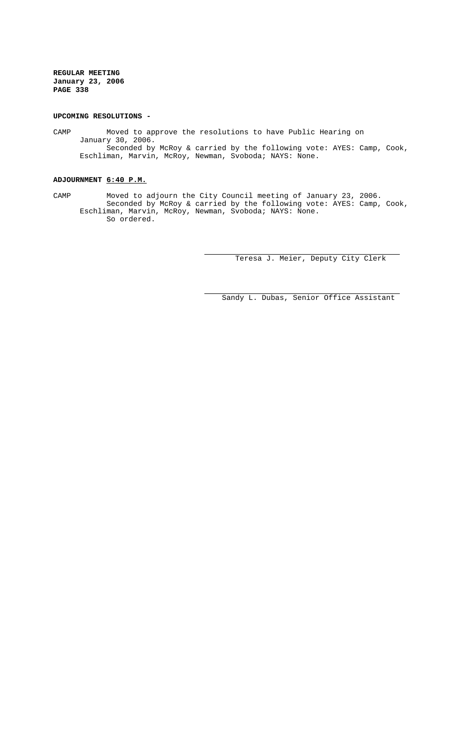**UPCOMING RESOLUTIONS -**

CAMP Moved to approve the resolutions to have Public Hearing on January 30, 2006.
Seconded by McRoy & carried by the following vote: AYES: Camp, Cook, Eschliman, Marvin, McRoy, Newman, Svoboda; NAYS: None.

**ADJOURNMENT** **6:40 P.M.**

CAMP Moved to adjourn the City Council meeting of January 23, 2006.
Seconded by McRoy & carried by the following vote: AYES: Camp, Cook, Eschliman, Marvin, McRoy, Newman, Svoboda; NAYS: None.
So ordered.

Teresa J. Meier, Deputy City Clerk

Sandy L. Dubas, Senior Office Assistant